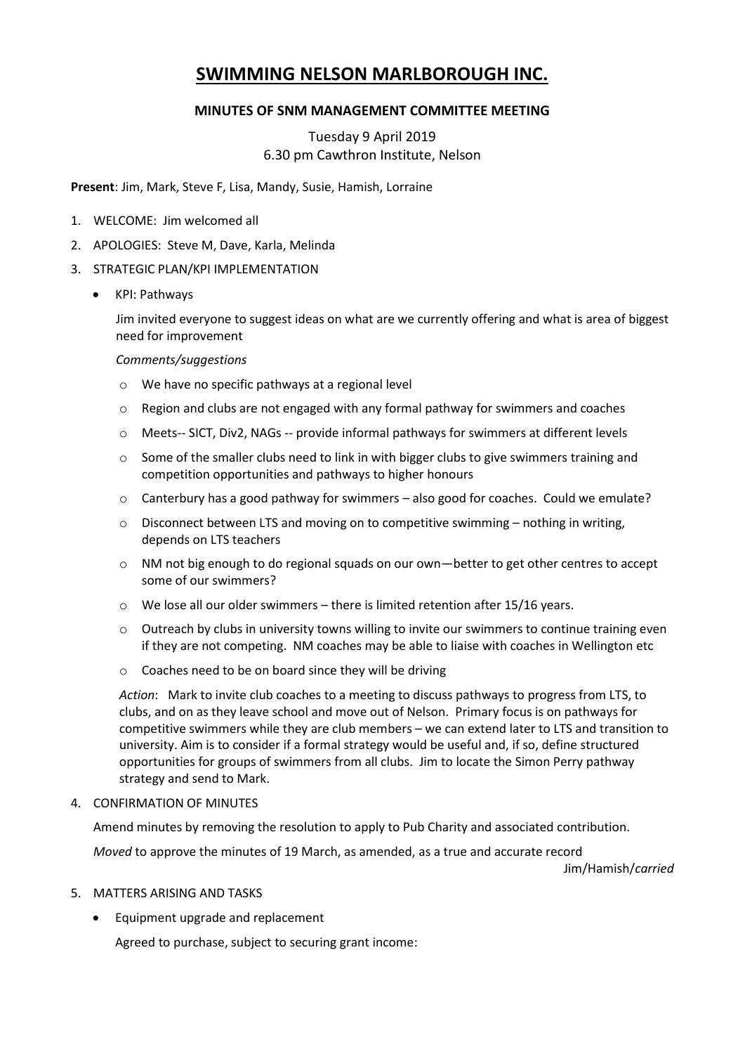# SWIMMING NELSON MARLBOROUGH INC.

### MINUTES OF SNM MANAGEMENT COMMITTEE MEETING

Tuesday 9 April 2019
6.30 pm Cawthron Institute, Nelson

**Present**: Jim, Mark, Steve F, Lisa, Mandy, Susie, Hamish, Lorraine

1. WELCOME: Jim welcomed all
2. APOLOGIES: Steve M, Dave, Karla, Melinda
3. STRATEGIC PLAN/KPI IMPLEMENTATION
   - KPI: Pathways

     Jim invited everyone to suggest ideas on what are we currently offering and what is area of biggest need for improvement

     *Comments/suggestions*

     - We have no specific pathways at a regional level
     - Region and clubs are not engaged with any formal pathway for swimmers and coaches
     - Meets-- SICT, Div2, NAGs -- provide informal pathways for swimmers at different levels
     - Some of the smaller clubs need to link in with bigger clubs to give swimmers training and competition opportunities and pathways to higher honours
     - Canterbury has a good pathway for swimmers – also good for coaches. Could we emulate?
     - Disconnect between LTS and moving on to competitive swimming – nothing in writing, depends on LTS teachers
     - NM not big enough to do regional squads on our own—better to get other centres to accept some of our swimmers?
     - We lose all our older swimmers – there is limited retention after 15/16 years.
     - Outreach by clubs in university towns willing to invite our swimmers to continue training even if they are not competing. NM coaches may be able to liaise with coaches in Wellington etc
     - Coaches need to be on board since they will be driving

     *Action*: Mark to invite club coaches to a meeting to discuss pathways to progress from LTS, to clubs, and on as they leave school and move out of Nelson. Primary focus is on pathways for competitive swimmers while they are club members – we can extend later to LTS and transition to university. Aim is to consider if a formal strategy would be useful and, if so, define structured opportunities for groups of swimmers from all clubs. Jim to locate the Simon Perry pathway strategy and send to Mark.

4. CONFIRMATION OF MINUTES

   Amend minutes by removing the resolution to apply to Pub Charity and associated contribution.

   *Moved* to approve the minutes of 19 March, as amended, as a true and accurate record

   Jim/Hamish/*carried*

5. MATTERS ARISING AND TASKS
   - Equipment upgrade and replacement

     Agreed to purchase, subject to securing grant income: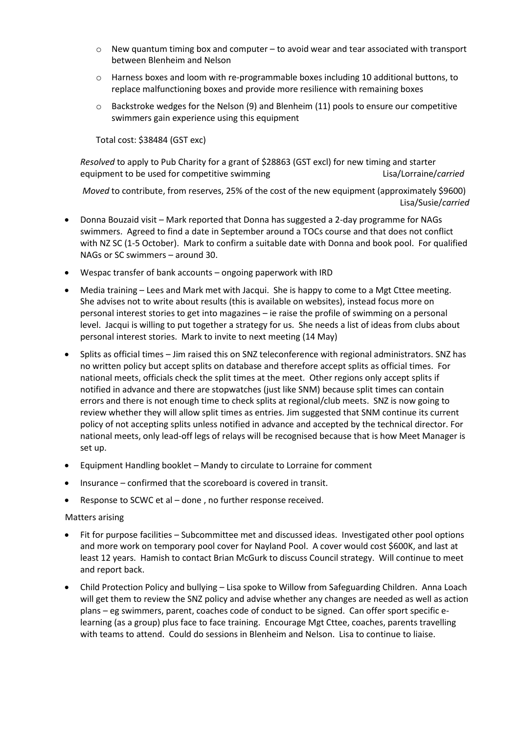- New quantum timing box and computer – to avoid wear and tear associated with transport between Blenheim and Nelson
  - Harness boxes and loom with re-programmable boxes including 10 additional buttons, to replace malfunctioning boxes and provide more resilience with remaining boxes
  - Backstroke wedges for the Nelson (9) and Blenheim (11) pools to ensure our competitive swimmers gain experience using this equipment

  Total cost: $38484 (GST exc)

  *Resolved* to apply to Pub Charity for a grant of $28863 (GST excl) for new timing and starter equipment to be used for competitive swimming Lisa/Lorraine/*carried*

  *Moved* to contribute, from reserves, 25% of the cost of the new equipment (approximately $9600) Lisa/Susie/*carried*

- Donna Bouzaid visit – Mark reported that Donna has suggested a 2-day programme for NAGs swimmers. Agreed to find a date in September around a TOCs course and that does not conflict with NZ SC (1-5 October). Mark to confirm a suitable date with Donna and book pool. For qualified NAGs or SC swimmers – around 30.
- Wespac transfer of bank accounts – ongoing paperwork with IRD
- Media training – Lees and Mark met with Jacqui. She is happy to come to a Mgt Cttee meeting. She advises not to write about results (this is available on websites), instead focus more on personal interest stories to get into magazines – ie raise the profile of swimming on a personal level. Jacqui is willing to put together a strategy for us. She needs a list of ideas from clubs about personal interest stories. Mark to invite to next meeting (14 May)
- Splits as official times – Jim raised this on SNZ teleconference with regional administrators. SNZ has no written policy but accept splits on database and therefore accept splits as official times. For national meets, officials check the split times at the meet. Other regions only accept splits if notified in advance and there are stopwatches (just like SNM) because split times can contain errors and there is not enough time to check splits at regional/club meets. SNZ is now going to review whether they will allow split times as entries. Jim suggested that SNM continue its current policy of not accepting splits unless notified in advance and accepted by the technical director. For national meets, only lead-off legs of relays will be recognised because that is how Meet Manager is set up.
- Equipment Handling booklet – Mandy to circulate to Lorraine for comment
- Insurance – confirmed that the scoreboard is covered in transit.
- Response to SCWC et al – done , no further response received.

Matters arising

- Fit for purpose facilities – Subcommittee met and discussed ideas. Investigated other pool options and more work on temporary pool cover for Nayland Pool. A cover would cost $600K, and last at least 12 years. Hamish to contact Brian McGurk to discuss Council strategy. Will continue to meet and report back.
- Child Protection Policy and bullying – Lisa spoke to Willow from Safeguarding Children. Anna Loach will get them to review the SNZ policy and advise whether any changes are needed as well as action plans – eg swimmers, parent, coaches code of conduct to be signed. Can offer sport specific e-learning (as a group) plus face to face training. Encourage Mgt Cttee, coaches, parents travelling with teams to attend. Could do sessions in Blenheim and Nelson. Lisa to continue to liaise.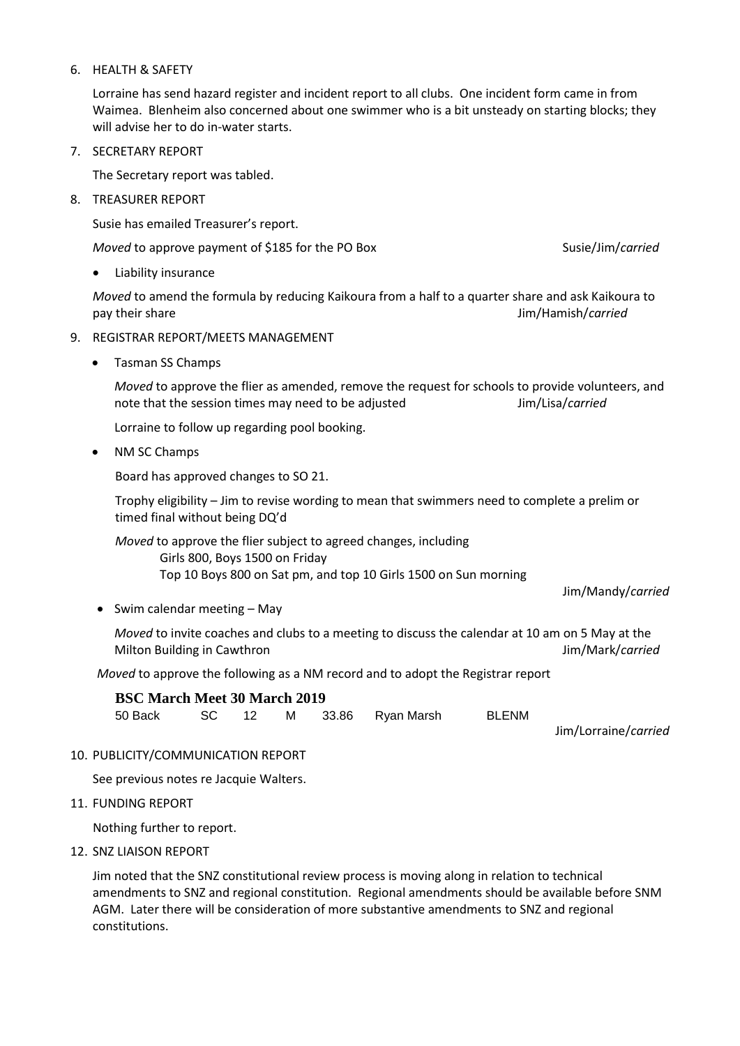6. HEALTH & SAFETY

   Lorraine has send hazard register and incident report to all clubs. One incident form came in from Waimea. Blenheim also concerned about one swimmer who is a bit unsteady on starting blocks; they will advise her to do in-water starts.

7. SECRETARY REPORT

   The Secretary report was tabled.

8. TREASURER REPORT

   Susie has emailed Treasurer's report.

   *Moved* to approve payment of $185 for the PO Box — Susie/Jim/*carried*

   - Liability insurance

   *Moved* to amend the formula by reducing Kaikoura from a half to a quarter share and ask Kaikoura to pay their share — Jim/Hamish/*carried*

9. REGISTRAR REPORT/MEETS MANAGEMENT

   - Tasman SS Champs

     *Moved* to approve the flier as amended, remove the request for schools to provide volunteers, and note that the session times may need to be adjusted — Jim/Lisa/*carried*

     Lorraine to follow up regarding pool booking.

   - NM SC Champs

     Board has approved changes to SO 21.

     Trophy eligibility – Jim to revise wording to mean that swimmers need to complete a prelim or timed final without being DQ'd

     *Moved* to approve the flier subject to agreed changes, including
     Girls 800, Boys 1500 on Friday
     Top 10 Boys 800 on Sat pm, and top 10 Girls 1500 on Sun morning

     Jim/Mandy/*carried*

   - Swim calendar meeting – May

     *Moved* to invite coaches and clubs to a meeting to discuss the calendar at 10 am on 5 May at the Milton Building in Cawthron — Jim/Mark/*carried*

   *Moved* to approve the following as a NM record and to adopt the Registrar report

   **BSC March Meet 30 March 2019**

   | 50 Back | SC | 12 | M | 33.86 | Ryan Marsh | BLENM |
   |---|---|---|---|---|---|---|

   Jim/Lorraine/*carried*

10. PUBLICITY/COMMUNICATION REPORT

    See previous notes re Jacquie Walters.

11. FUNDING REPORT

    Nothing further to report.

12. SNZ LIAISON REPORT

    Jim noted that the SNZ constitutional review process is moving along in relation to technical amendments to SNZ and regional constitution. Regional amendments should be available before SNM AGM. Later there will be consideration of more substantive amendments to SNZ and regional constitutions.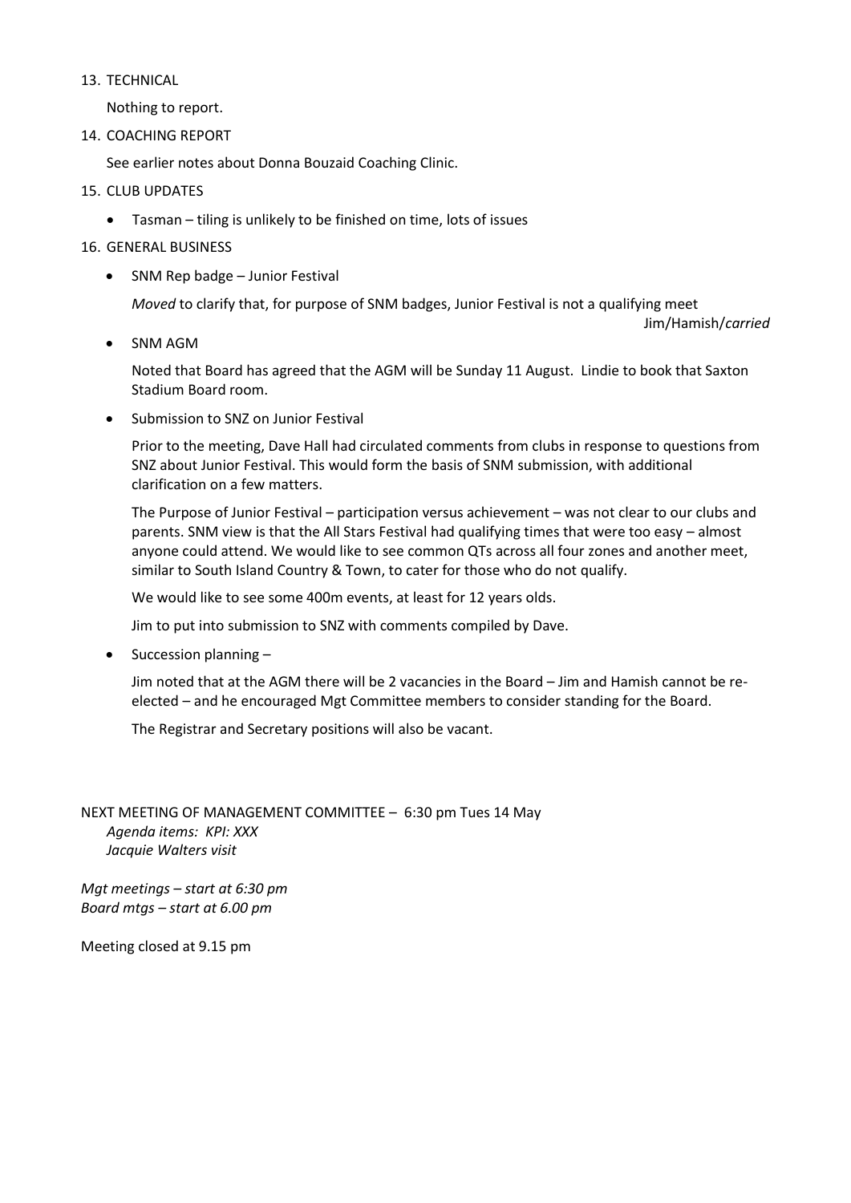13. TECHNICAL

    Nothing to report.

14. COACHING REPORT

    See earlier notes about Donna Bouzaid Coaching Clinic.

15. CLUB UPDATES

    - Tasman – tiling is unlikely to be finished on time, lots of issues

16. GENERAL BUSINESS

    - SNM Rep badge – Junior Festival

      *Moved* to clarify that, for purpose of SNM badges, Junior Festival is not a qualifying meet

      Jim/Hamish/*carried*

    - SNM AGM

      Noted that Board has agreed that the AGM will be Sunday 11 August. Lindie to book that Saxton Stadium Board room.

    - Submission to SNZ on Junior Festival

      Prior to the meeting, Dave Hall had circulated comments from clubs in response to questions from SNZ about Junior Festival. This would form the basis of SNM submission, with additional clarification on a few matters.

      The Purpose of Junior Festival – participation versus achievement – was not clear to our clubs and parents. SNM view is that the All Stars Festival had qualifying times that were too easy – almost anyone could attend. We would like to see common QTs across all four zones and another meet, similar to South Island Country & Town, to cater for those who do not qualify.

      We would like to see some 400m events, at least for 12 years olds.

      Jim to put into submission to SNZ with comments compiled by Dave.

    - Succession planning –

      Jim noted that at the AGM there will be 2 vacancies in the Board – Jim and Hamish cannot be re-elected – and he encouraged Mgt Committee members to consider standing for the Board.

      The Registrar and Secretary positions will also be vacant.

NEXT MEETING OF MANAGEMENT COMMITTEE – 6:30 pm Tues 14 May

*Agenda items: KPI: XXX*
*Jacquie Walters visit*

*Mgt meetings – start at 6:30 pm*
*Board mtgs – start at 6.00 pm*

Meeting closed at 9.15 pm